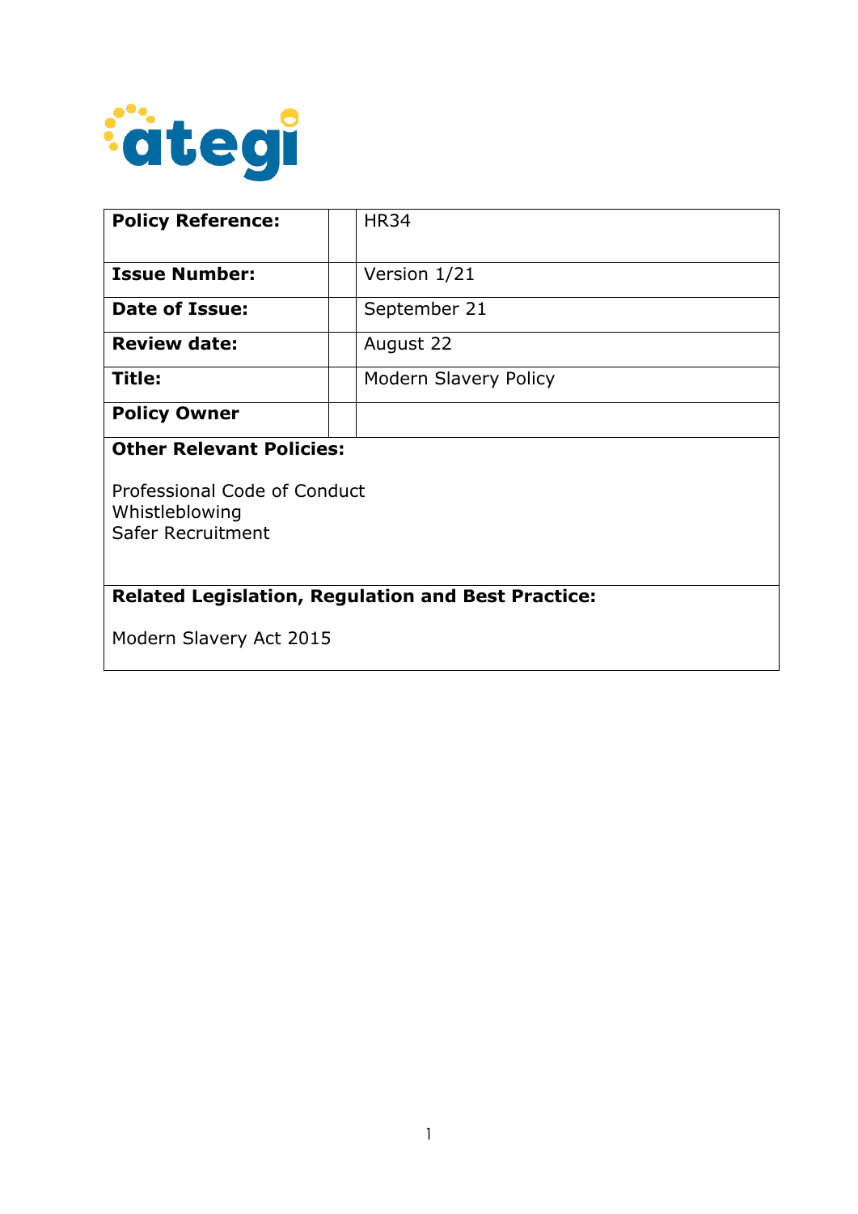ategi

| | | |
|---|---|---|
| **Policy Reference:** | | HR34 |
| **Issue Number:** | | Version 1/21 |
| **Date of Issue:** | | September 21 |
| **Review date:** | | August 22 |
| **Title:** | | Modern Slavery Policy |
| **Policy Owner** | | |

**Other Relevant Policies:**

Professional Code of Conduct
Whistleblowing
Safer Recruitment

**Related Legislation, Regulation and Best Practice:**

Modern Slavery Act 2015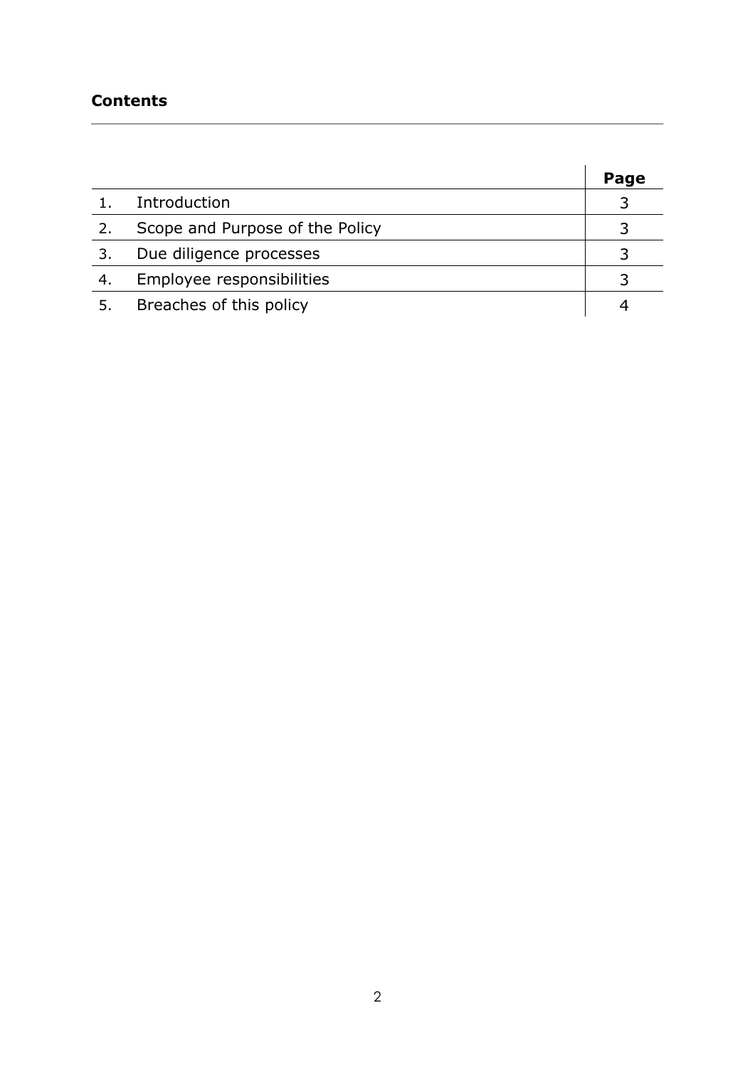**Contents**

| | | Page |
|---|---|---|
| 1. | Introduction | 3 |
| 2. | Scope and Purpose of the Policy | 3 |
| 3. | Due diligence processes | 3 |
| 4. | Employee responsibilities | 3 |
| 5. | Breaches of this policy | 4 |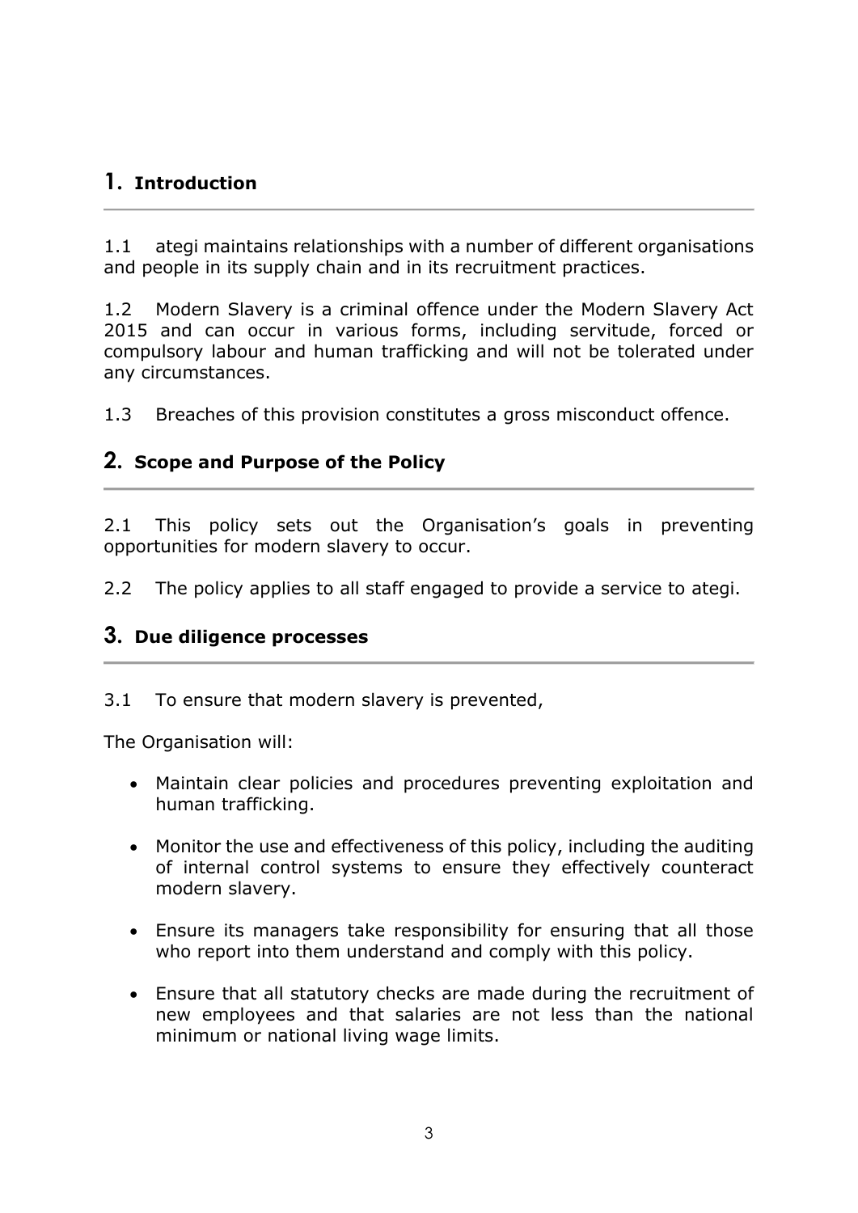## 1. Introduction

1.1 ategi maintains relationships with a number of different organisations and people in its supply chain and in its recruitment practices.

1.2 Modern Slavery is a criminal offence under the Modern Slavery Act 2015 and can occur in various forms, including servitude, forced or compulsory labour and human trafficking and will not be tolerated under any circumstances.

1.3 Breaches of this provision constitutes a gross misconduct offence.

## 2. Scope and Purpose of the Policy

2.1 This policy sets out the Organisation's goals in preventing opportunities for modern slavery to occur.

2.2 The policy applies to all staff engaged to provide a service to ategi.

## 3. Due diligence processes

3.1 To ensure that modern slavery is prevented,

The Organisation will:

- Maintain clear policies and procedures preventing exploitation and human trafficking.
- Monitor the use and effectiveness of this policy, including the auditing of internal control systems to ensure they effectively counteract modern slavery.
- Ensure its managers take responsibility for ensuring that all those who report into them understand and comply with this policy.
- Ensure that all statutory checks are made during the recruitment of new employees and that salaries are not less than the national minimum or national living wage limits.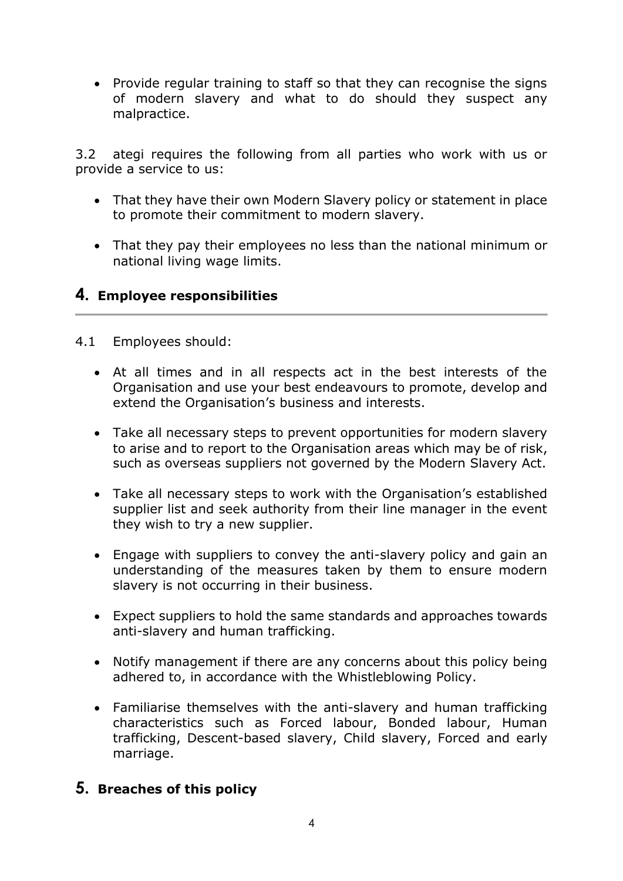- Provide regular training to staff so that they can recognise the signs of modern slavery and what to do should they suspect any malpractice.

3.2 ategi requires the following from all parties who work with us or provide a service to us:

- That they have their own Modern Slavery policy or statement in place to promote their commitment to modern slavery.
- That they pay their employees no less than the national minimum or national living wage limits.

## 4. Employee responsibilities

4.1 Employees should:

- At all times and in all respects act in the best interests of the Organisation and use your best endeavours to promote, develop and extend the Organisation's business and interests.
- Take all necessary steps to prevent opportunities for modern slavery to arise and to report to the Organisation areas which may be of risk, such as overseas suppliers not governed by the Modern Slavery Act.
- Take all necessary steps to work with the Organisation's established supplier list and seek authority from their line manager in the event they wish to try a new supplier.
- Engage with suppliers to convey the anti-slavery policy and gain an understanding of the measures taken by them to ensure modern slavery is not occurring in their business.
- Expect suppliers to hold the same standards and approaches towards anti-slavery and human trafficking.
- Notify management if there are any concerns about this policy being adhered to, in accordance with the Whistleblowing Policy.
- Familiarise themselves with the anti-slavery and human trafficking characteristics such as Forced labour, Bonded labour, Human trafficking, Descent-based slavery, Child slavery, Forced and early marriage.

## 5. Breaches of this policy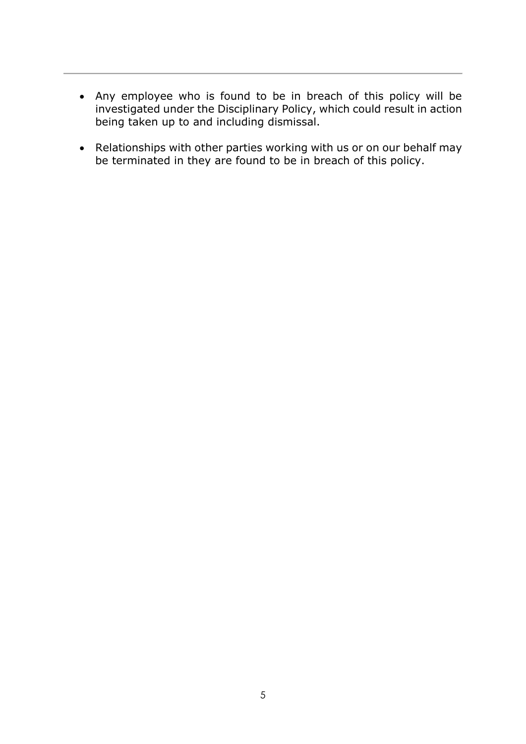- Any employee who is found to be in breach of this policy will be investigated under the Disciplinary Policy, which could result in action being taken up to and including dismissal.

- Relationships with other parties working with us or on our behalf may be terminated in they are found to be in breach of this policy.